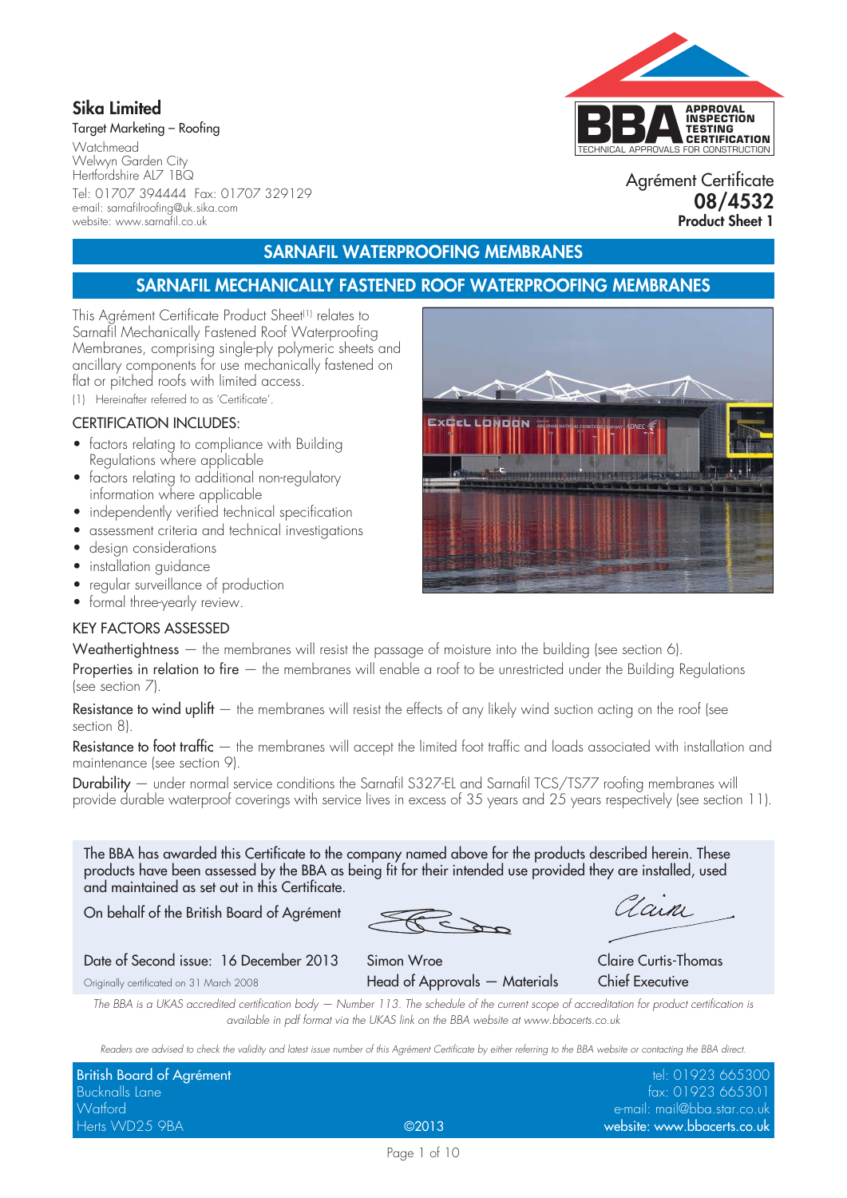**Sika Limited**

Target Marketing – Roofing

Watchmead
Welwyn Garden City
Hertfordshire AL7 1BQ

Tel: 01707 394444 Fax: 01707 329129
e-mail: sarnafilroofing@uk.sika.com
website: www.sarnafil.co.uk

BBA APPROVAL INSPECTION TESTING CERTIFICATION
TECHNICAL APPROVALS FOR CONSTRUCTION

Agrément Certificate
**08/4532**
**Product Sheet 1**

# SARNAFIL WATERPROOFING MEMBRANES

## SARNAFIL MECHANICALLY FASTENED ROOF WATERPROOFING MEMBRANES

This Agrément Certificate Product Sheet[1] relates to Sarnafil Mechanically Fastened Roof Waterproofing Membranes, comprising single-ply polymeric sheets and ancillary components for use mechanically fastened on flat or pitched roofs with limited access.

(1) Hereinafter referred to as 'Certificate'.

### CERTIFICATION INCLUDES:

- factors relating to compliance with Building Regulations where applicable
- factors relating to additional non-regulatory information where applicable
- independently verified technical specification
- assessment criteria and technical investigations
- design considerations
- installation guidance
- regular surveillance of production
- formal three-yearly review.

### KEY FACTORS ASSESSED

Weathertightness — the membranes will resist the passage of moisture into the building (see section 6).

Properties in relation to fire — the membranes will enable a roof to be unrestricted under the Building Regulations (see section 7).

Resistance to wind uplift — the membranes will resist the effects of any likely wind suction acting on the roof (see section 8).

Resistance to foot traffic — the membranes will accept the limited foot traffic and loads associated with installation and maintenance (see section 9).

Durability — under normal service conditions the Sarnafil S327-EL and Sarnafil TCS/TS77 roofing membranes will provide durable waterproof coverings with service lives in excess of 35 years and 25 years respectively (see section 11).

The BBA has awarded this Certificate to the company named above for the products described herein. These products have been assessed by the BBA as being fit for their intended use provided they are installed, used and maintained as set out in this Certificate.

On behalf of the British Board of Agrément

Date of Second issue: 16 December 2013

Originally certificated on 31 March 2008

Simon Wroe
Head of Approvals — Materials

Claire Curtis-Thomas
Chief Executive

*The BBA is a UKAS accredited certification body — Number 113. The schedule of the current scope of accreditation for product certification is available in pdf format via the UKAS link on the BBA website at www.bbacerts.co.uk*

*Readers are advised to check the validity and latest issue number of this Agrément Certificate by either referring to the BBA website or contacting the BBA direct.*

British Board of Agrément
Bucknalls Lane
Watford
Herts WD25 9BA

©2013

tel: 01923 665300
fax: 01923 665301
e-mail: mail@bba.star.co.uk
website: www.bbacerts.co.uk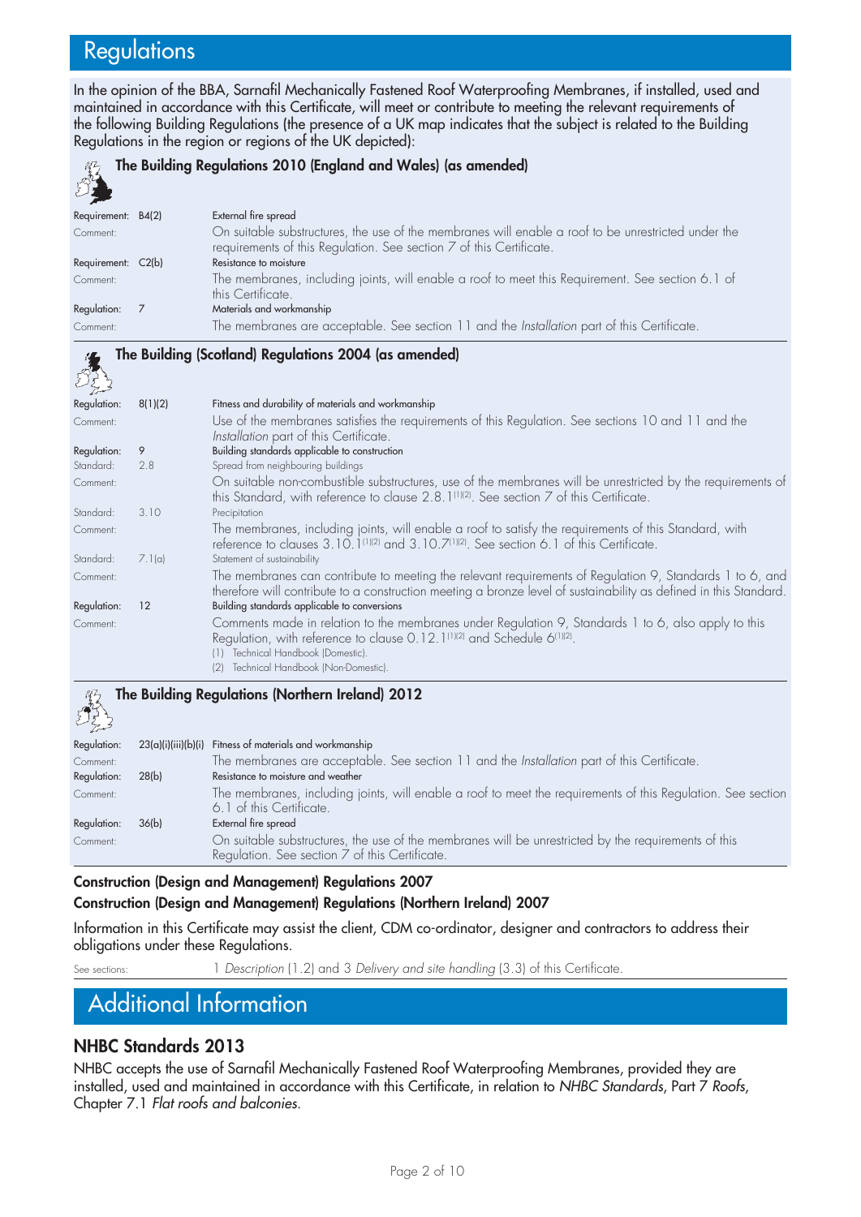# Regulations

In the opinion of the BBA, Sarnafil Mechanically Fastened Roof Waterproofing Membranes, if installed, used and maintained in accordance with this Certificate, will meet or contribute to meeting the relevant requirements of the following Building Regulations (the presence of a UK map indicates that the subject is related to the Building Regulations in the region or regions of the UK depicted):

### The Building Regulations 2010 (England and Wales) (as amended)

**Requirement: B4(2)** External fire spread

Comment: On suitable substructures, the use of the membranes will enable a roof to be unrestricted under the requirements of this Regulation. See section 7 of this Certificate.

**Requirement: C2(b)** Resistance to moisture

Comment: The membranes, including joints, will enable a roof to meet this Requirement. See section 6.1 of this Certificate.

**Regulation: 7** Materials and workmanship

Comment: The membranes are acceptable. See section 11 and the *Installation* part of this Certificate.

### The Building (Scotland) Regulations 2004 (as amended)

**Regulation: 8(1)(2)** Fitness and durability of materials and workmanship

Comment: Use of the membranes satisfies the requirements of this Regulation. See sections 10 and 11 and the *Installation* part of this Certificate.

**Regulation: 9** Building standards applicable to construction

**Standard: 2.8** Spread from neighbouring buildings

Comment: On suitable non-combustible substructures, use of the membranes will be unrestricted by the requirements of this Standard, with reference to clause 2.8.1[1][2]. See section 7 of this Certificate.

**Standard: 3.10** Precipitation

Comment: The membranes, including joints, will enable a roof to satisfy the requirements of this Standard, with reference to clauses 3.10.1[1][2] and 3.10.7[1][2]. See section 6.1 of this Certificate.

**Standard: 7.1(a)** Statement of sustainability

Comment: The membranes can contribute to meeting the relevant requirements of Regulation 9, Standards 1 to 6, and therefore will contribute to a construction meeting a bronze level of sustainability as defined in this Standard.

**Regulation: 12** Building standards applicable to conversions

Comment: Comments made in relation to the membranes under Regulation 9, Standards 1 to 6, also apply to this Regulation, with reference to clause 0.12.1[1][2] and Schedule 6[1][2].

(1) Technical Handbook (Domestic).
(2) Technical Handbook (Non-Domestic).

### The Building Regulations (Northern Ireland) 2012

**Regulation: 23(a)(i)(iii)(b)(i)** Fitness of materials and workmanship

Comment: The membranes are acceptable. See section 11 and the *Installation* part of this Certificate.

**Regulation: 28(b)** Resistance to moisture and weather

Comment: The membranes, including joints, will enable a roof to meet the requirements of this Regulation. See section 6.1 of this Certificate.

**Regulation: 36(b)** External fire spread

Comment: On suitable substructures, the use of the membranes will be unrestricted by the requirements of this Regulation. See section 7 of this Certificate.

### Construction (Design and Management) Regulations 2007
### Construction (Design and Management) Regulations (Northern Ireland) 2007

Information in this Certificate may assist the client, CDM co-ordinator, designer and contractors to address their obligations under these Regulations.

See sections: 1 *Description* (1.2) and 3 *Delivery and site handling* (3.3) of this Certificate.

# Additional Information

## NHBC Standards 2013

NHBC accepts the use of Sarnafil Mechanically Fastened Roof Waterproofing Membranes, provided they are installed, used and maintained in accordance with this Certificate, in relation to *NHBC Standards*, Part 7 *Roofs*, Chapter 7.1 *Flat roofs and balconies*.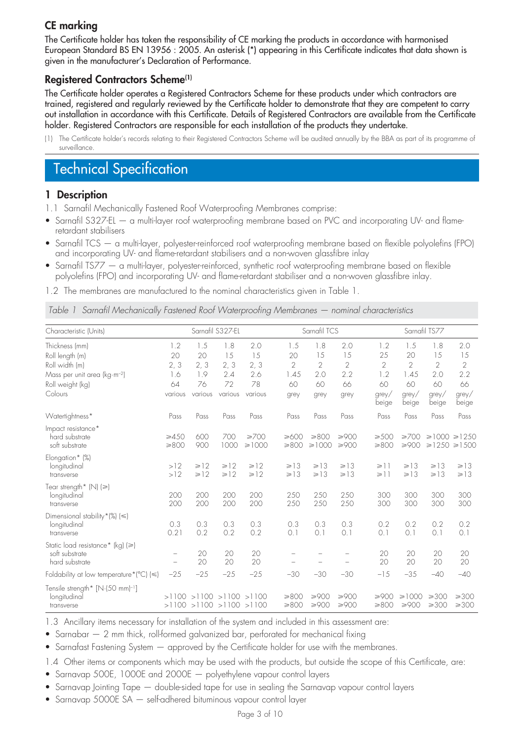## CE marking

The Certificate holder has taken the responsibility of CE marking the products in accordance with harmonised European Standard BS EN 13956 : 2005. An asterisk (*) appearing in this Certificate indicates that data shown is given in the manufacturer's Declaration of Performance.

## Registered Contractors Scheme[1]

The Certificate holder operates a Registered Contractors Scheme for these products under which contractors are trained, registered and regularly reviewed by the Certificate holder to demonstrate that they are competent to carry out installation in accordance with this Certificate. Details of Registered Contractors are available from the Certificate holder. Registered Contractors are responsible for each installation of the products they undertake.

(1) The Certificate holder's records relating to their Registered Contractors Scheme will be audited annually by the BBA as part of its programme of surveillance.

# Technical Specification

## 1 Description

1.1 Sarnafil Mechanically Fastened Roof Waterproofing Membranes comprise:

- Sarnafil S327-EL — a multi-layer roof waterproofing membrane based on PVC and incorporating UV- and flame-retardant stabilisers
- Sarnafil TCS — a multi-layer, polyester-reinforced roof waterproofing membrane based on flexible polyolefins (FPO) and incorporating UV- and flame-retardant stabilisers and a non-woven glassfibre inlay
- Sarnafil TS77 — a multi-layer, polyester-reinforced, synthetic roof waterproofing membrane based on flexible polyolefins (FPO) and incorporating UV- and flame-retardant stabiliser and a non-woven glassfibre inlay.

1.2 The membranes are manufactured to the nominal characteristics given in Table 1.

*Table 1 Sarnafil Mechanically Fastened Roof Waterproofing Membranes — nominal characteristics*

| Characteristic (Units) | Sarnafil S327-EL | | | | Sarnafil TCS | | | Sarnafil TS77 | | | |
|---|---|---|---|---|---|---|---|---|---|---|---|
| Thickness (mm) | 1.2 | 1.5 | 1.8 | 2.0 | 1.5 | 1.8 | 2.0 | 1.2 | 1.5 | 1.8 | 2.0 |
| Roll length (m) | 20 | 20 | 15 | 15 | 20 | 15 | 15 | 25 | 20 | 15 | 15 |
| Roll width (m) | 2, 3 | 2, 3 | 2, 3 | 2, 3 | 2 | 2 | 2 | 2 | 2 | 2 | 2 |
| Mass per unit area (kg·m⁻²) | 1.6 | 1.9 | 2.4 | 2.6 | 1.45 | 2.0 | 2.2 | 1.2 | 1.45 | 2.0 | 2.2 |
| Roll weight (kg) | 64 | 76 | 72 | 78 | 60 | 60 | 66 | 60 | 60 | 60 | 66 |
| Colours | various | various | various | various | grey | grey | grey | grey/ beige | grey/ beige | grey/ beige | grey/ beige |
| Watertightness* | Pass | Pass | Pass | Pass | Pass | Pass | Pass | Pass | Pass | Pass | Pass |
| Impact resistance* | | | | | | | | | | | |
| hard substrate | ⩾450 | 600 | 700 | ⩾700 | ⩾600 | ⩾800 | ⩾900 | ⩾500 | ⩾700 | ⩾1000 | ⩾1250 |
| soft substrate | ⩾800 | 900 | 1000 | ⩾1000 | ⩾800 | ⩾1000 | ⩾900 | ⩾800 | ⩾900 | ⩾1250 | ⩾1500 |
| Elongation* (%) | | | | | | | | | | | |
| longitudinal | >12 | ⩾12 | ⩾12 | ⩾12 | ⩾13 | ⩾13 | ⩾13 | ⩾11 | ⩾13 | ⩾13 | ⩾13 |
| transverse | >12 | ⩾12 | ⩾12 | ⩾12 | ⩾13 | ⩾13 | ⩾13 | ⩾11 | ⩾13 | ⩾13 | ⩾13 |
| Tear strength* (N) (⩾) | | | | | | | | | | | |
| longitudinal | 200 | 200 | 200 | 200 | 250 | 250 | 250 | 300 | 300 | 300 | 300 |
| transverse | 200 | 200 | 200 | 200 | 250 | 250 | 250 | 300 | 300 | 300 | 300 |
| Dimensional stability*(%) (⩽) | | | | | | | | | | | |
| longitudinal | 0.3 | 0.3 | 0.3 | 0.3 | 0.3 | 0.3 | 0.3 | 0.2 | 0.2 | 0.2 | 0.2 |
| transverse | 0.21 | 0.2 | 0.2 | 0.2 | 0.1 | 0.1 | 0.1 | 0.1 | 0.1 | 0.1 | 0.1 |
| Static load resistance* (kg) (⩾) | | | | | | | | | | | |
| soft substrate | – | 20 | 20 | 20 | – | – | – | 20 | 20 | 20 | 20 |
| hard substrate | – | 20 | 20 | 20 | – | – | – | 20 | 20 | 20 | 20 |
| Foldability at low temperature*(°C) (⩽) | −25 | −25 | −25 | −25 | −30 | −30 | −30 | −15 | −35 | −40 | −40 |
| Tensile strength* [N·(50 mm)⁻¹] | | | | | | | | | | | |
| longitudinal | >1100 | >1100 | >1100 | >1100 | ⩾800 | ⩾900 | ⩾900 | ⩾900 | ⩾1000 | ⩾300 | ⩾300 |
| transverse | >1100 | >1100 | >1100 | >1100 | ⩾800 | ⩾900 | ⩾900 | ⩾800 | ⩾900 | ⩾300 | ⩾300 |

1.3 Ancillary items necessary for installation of the system and included in this assessment are:

- Sarnabar — 2 mm thick, roll-formed galvanized bar, perforated for mechanical fixing
- Sarnafast Fastening System — approved by the Certificate holder for use with the membranes.

1.4 Other items or components which may be used with the products, but outside the scope of this Certificate, are:

- Sarnavap 500E, 1000E and 2000E — polyethylene vapour control layers
- Sarnavap Jointing Tape — double-sided tape for use in sealing the Sarnavap vapour control layers
- Sarnavap 5000E SA — self-adhered bituminous vapour control layer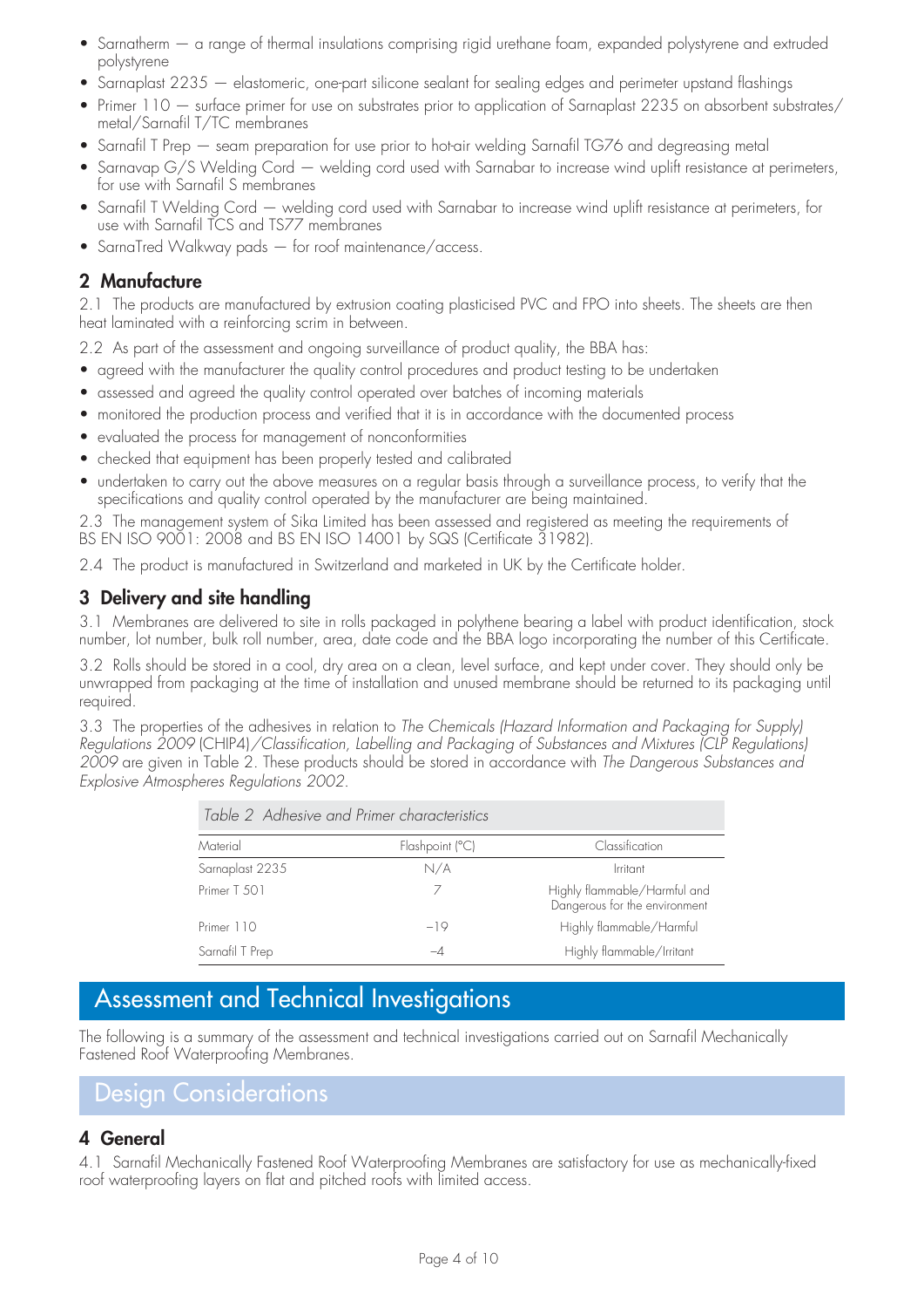- Sarnatherm — a range of thermal insulations comprising rigid urethane foam, expanded polystyrene and extruded polystyrene
- Sarnaplast 2235 — elastomeric, one-part silicone sealant for sealing edges and perimeter upstand flashings
- Primer 110 — surface primer for use on substrates prior to application of Sarnaplast 2235 on absorbent substrates/metal/Sarnafil T/TC membranes
- Sarnafil T Prep — seam preparation for use prior to hot-air welding Sarnafil TG76 and degreasing metal
- Sarnavap G/S Welding Cord — welding cord used with Sarnabar to increase wind uplift resistance at perimeters, for use with Sarnafil S membranes
- Sarnafil T Welding Cord — welding cord used with Sarnabar to increase wind uplift resistance at perimeters, for use with Sarnafil TCS and TS77 membranes
- SarnaTred Walkway pads — for roof maintenance/access.

## 2 Manufacture

2.1 The products are manufactured by extrusion coating plasticised PVC and FPO into sheets. The sheets are then heat laminated with a reinforcing scrim in between.

2.2 As part of the assessment and ongoing surveillance of product quality, the BBA has:

- agreed with the manufacturer the quality control procedures and product testing to be undertaken
- assessed and agreed the quality control operated over batches of incoming materials
- monitored the production process and verified that it is in accordance with the documented process
- evaluated the process for management of nonconformities
- checked that equipment has been properly tested and calibrated
- undertaken to carry out the above measures on a regular basis through a surveillance process, to verify that the specifications and quality control operated by the manufacturer are being maintained.

2.3 The management system of Sika Limited has been assessed and registered as meeting the requirements of BS EN ISO 9001: 2008 and BS EN ISO 14001 by SQS (Certificate 31982).

2.4 The product is manufactured in Switzerland and marketed in UK by the Certificate holder.

## 3 Delivery and site handling

3.1 Membranes are delivered to site in rolls packaged in polythene bearing a label with product identification, stock number, lot number, bulk roll number, area, date code and the BBA logo incorporating the number of this Certificate.

3.2 Rolls should be stored in a cool, dry area on a clean, level surface, and kept under cover. They should only be unwrapped from packaging at the time of installation and unused membrane should be returned to its packaging until required.

3.3 The properties of the adhesives in relation to *The Chemicals (Hazard Information and Packaging for Supply) Regulations 2009* (CHIP4)/*Classification, Labelling and Packaging of Substances and Mixtures (CLP Regulations) 2009* are given in Table 2. These products should be stored in accordance with *The Dangerous Substances and Explosive Atmospheres Regulations 2002*.

*Table 2 Adhesive and Primer characteristics*

| Material | Flashpoint (°C) | Classification |
|---|---|---|
| Sarnaplast 2235 | N/A | Irritant |
| Primer T 501 | 7 | Highly flammable/Harmful and Dangerous for the environment |
| Primer 110 | −19 | Highly flammable/Harmful |
| Sarnafil T Prep | −4 | Highly flammable/Irritant |

# Assessment and Technical Investigations

The following is a summary of the assessment and technical investigations carried out on Sarnafil Mechanically Fastened Roof Waterproofing Membranes.

# Design Considerations

## 4 General

4.1 Sarnafil Mechanically Fastened Roof Waterproofing Membranes are satisfactory for use as mechanically-fixed roof waterproofing layers on flat and pitched roofs with limited access.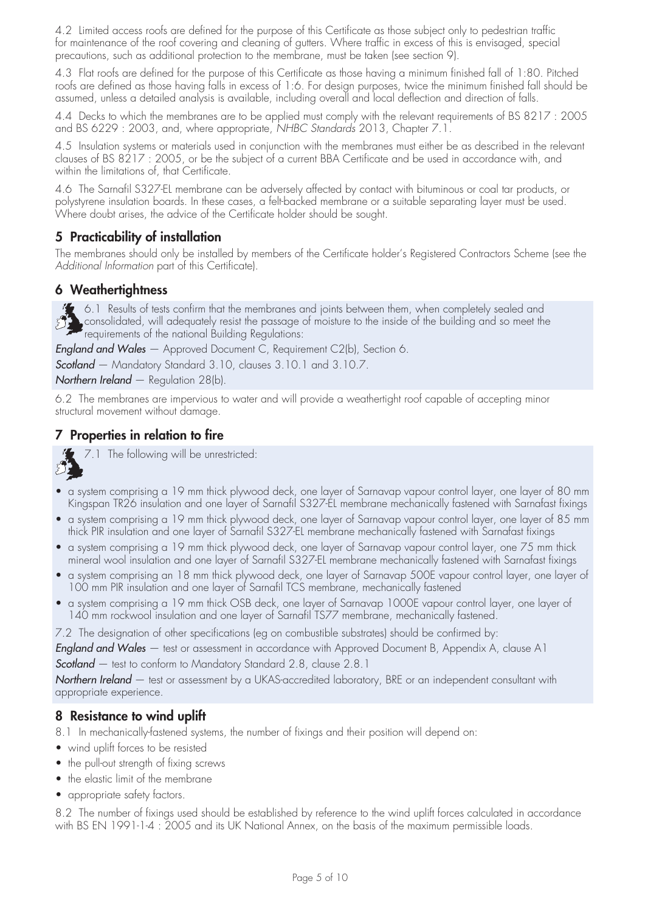4.2 Limited access roofs are defined for the purpose of this Certificate as those subject only to pedestrian traffic for maintenance of the roof covering and cleaning of gutters. Where traffic in excess of this is envisaged, special precautions, such as additional protection to the membrane, must be taken (see section 9).

4.3 Flat roofs are defined for the purpose of this Certificate as those having a minimum finished fall of 1:80. Pitched roofs are defined as those having falls in excess of 1:6. For design purposes, twice the minimum finished fall should be assumed, unless a detailed analysis is available, including overall and local deflection and direction of falls.

4.4 Decks to which the membranes are to be applied must comply with the relevant requirements of BS 8217 : 2005 and BS 6229 : 2003, and, where appropriate, *NHBC Standards* 2013, Chapter 7.1.

4.5 Insulation systems or materials used in conjunction with the membranes must either be as described in the relevant clauses of BS 8217 : 2005, or be the subject of a current BBA Certificate and be used in accordance with, and within the limitations of, that Certificate.

4.6 The Sarnafil S327-EL membrane can be adversely affected by contact with bituminous or coal tar products, or polystyrene insulation boards. In these cases, a felt-backed membrane or a suitable separating layer must be used. Where doubt arises, the advice of the Certificate holder should be sought.

## 5 Practicability of installation

The membranes should only be installed by members of the Certificate holder's Registered Contractors Scheme (see the *Additional Information* part of this Certificate).

## 6 Weathertightness

6.1 Results of tests confirm that the membranes and joints between them, when completely sealed and consolidated, will adequately resist the passage of moisture to the inside of the building and so meet the requirements of the national Building Regulations:

***England and Wales*** — Approved Document C, Requirement C2(b), Section 6.

***Scotland*** — Mandatory Standard 3.10, clauses 3.10.1 and 3.10.7.

***Northern Ireland*** — Regulation 28(b).

6.2 The membranes are impervious to water and will provide a weathertight roof capable of accepting minor structural movement without damage.

## 7 Properties in relation to fire

7.1 The following will be unrestricted:

- a system comprising a 19 mm thick plywood deck, one layer of Sarnavap vapour control layer, one layer of 80 mm Kingspan TR26 insulation and one layer of Sarnafil S327-EL membrane mechanically fastened with Sarnafast fixings
- a system comprising a 19 mm thick plywood deck, one layer of Sarnavap vapour control layer, one layer of 85 mm thick PIR insulation and one layer of Sarnafil S327-EL membrane mechanically fastened with Sarnafast fixings
- a system comprising a 19 mm thick plywood deck, one layer of Sarnavap vapour control layer, one 75 mm thick mineral wool insulation and one layer of Sarnafil S327-EL membrane mechanically fastened with Sarnafast fixings
- a system comprising an 18 mm thick plywood deck, one layer of Sarnavap 500E vapour control layer, one layer of 100 mm PIR insulation and one layer of Sarnafil TCS membrane, mechanically fastened
- a system comprising a 19 mm thick OSB deck, one layer of Sarnavap 1000E vapour control layer, one layer of 140 mm rockwool insulation and one layer of Sarnafil TS77 membrane, mechanically fastened.

7.2 The designation of other specifications (eg on combustible substrates) should be confirmed by:

***England and Wales*** — test or assessment in accordance with Approved Document B, Appendix A, clause A1

***Scotland*** — test to conform to Mandatory Standard 2.8, clause 2.8.1

***Northern Ireland*** — test or assessment by a UKAS-accredited laboratory, BRE or an independent consultant with appropriate experience.

## 8 Resistance to wind uplift

8.1 In mechanically-fastened systems, the number of fixings and their position will depend on:

- wind uplift forces to be resisted
- the pull-out strength of fixing screws
- the elastic limit of the membrane
- appropriate safety factors.

8.2 The number of fixings used should be established by reference to the wind uplift forces calculated in accordance with BS EN 1991-1-4 : 2005 and its UK National Annex, on the basis of the maximum permissible loads.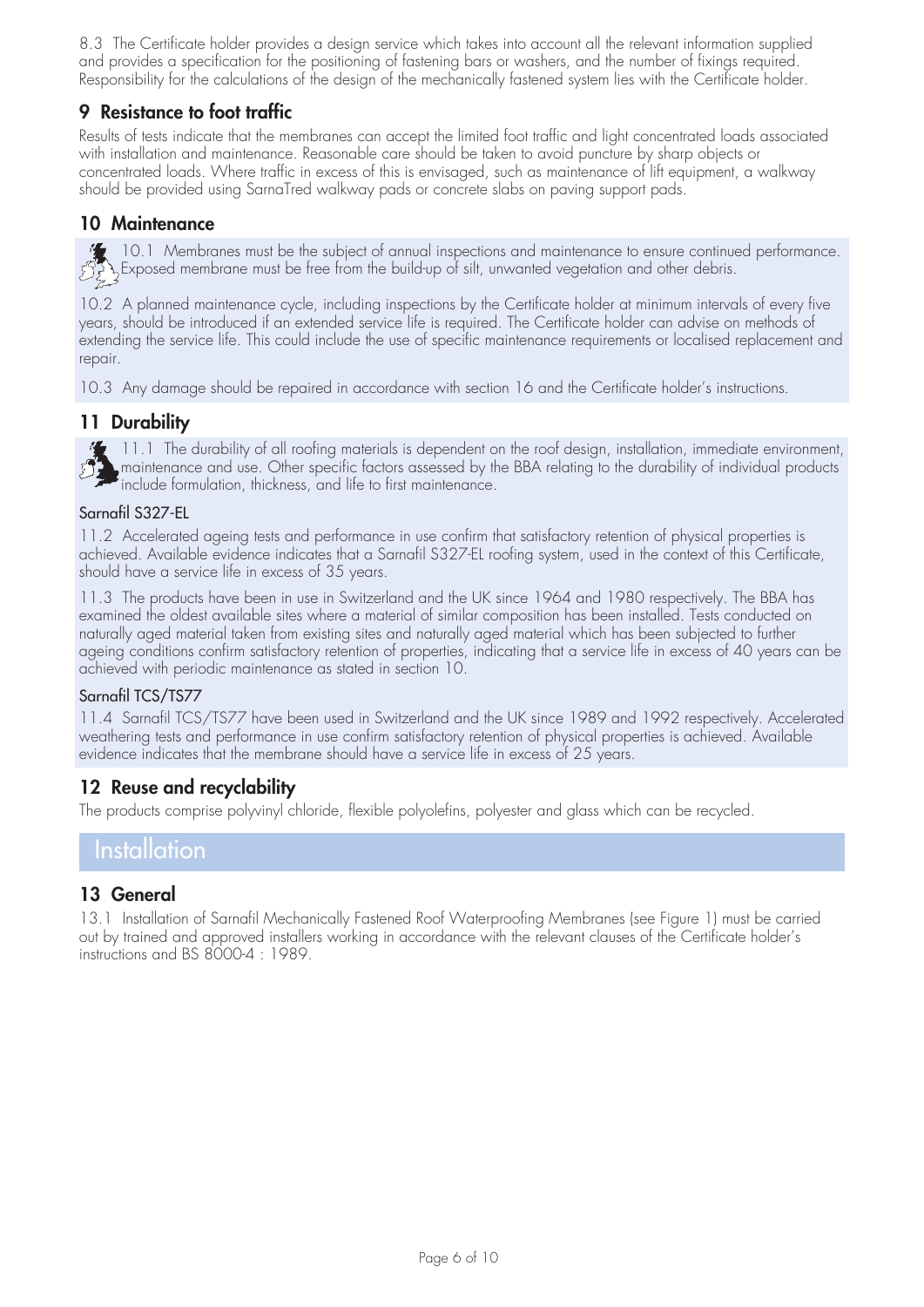8.3 The Certificate holder provides a design service which takes into account all the relevant information supplied and provides a specification for the positioning of fastening bars or washers, and the number of fixings required. Responsibility for the calculations of the design of the mechanically fastened system lies with the Certificate holder.

## 9 Resistance to foot traffic

Results of tests indicate that the membranes can accept the limited foot traffic and light concentrated loads associated with installation and maintenance. Reasonable care should be taken to avoid puncture by sharp objects or concentrated loads. Where traffic in excess of this is envisaged, such as maintenance of lift equipment, a walkway should be provided using SarnaTred walkway pads or concrete slabs on paving support pads.

## 10 Maintenance

10.1 Membranes must be the subject of annual inspections and maintenance to ensure continued performance. Exposed membrane must be free from the build-up of silt, unwanted vegetation and other debris.

10.2 A planned maintenance cycle, including inspections by the Certificate holder at minimum intervals of every five years, should be introduced if an extended service life is required. The Certificate holder can advise on methods of extending the service life. This could include the use of specific maintenance requirements or localised replacement and repair.

10.3 Any damage should be repaired in accordance with section 16 and the Certificate holder's instructions.

## 11 Durability

11.1 The durability of all roofing materials is dependent on the roof design, installation, immediate environment, maintenance and use. Other specific factors assessed by the BBA relating to the durability of individual products include formulation, thickness, and life to first maintenance.

### Sarnafil S327-EL

11.2 Accelerated ageing tests and performance in use confirm that satisfactory retention of physical properties is achieved. Available evidence indicates that a Sarnafil S327-EL roofing system, used in the context of this Certificate, should have a service life in excess of 35 years.

11.3 The products have been in use in Switzerland and the UK since 1964 and 1980 respectively. The BBA has examined the oldest available sites where a material of similar composition has been installed. Tests conducted on naturally aged material taken from existing sites and naturally aged material which has been subjected to further ageing conditions confirm satisfactory retention of properties, indicating that a service life in excess of 40 years can be achieved with periodic maintenance as stated in section 10.

### Sarnafil TCS/TS77

11.4 Sarnafil TCS/TS77 have been used in Switzerland and the UK since 1989 and 1992 respectively. Accelerated weathering tests and performance in use confirm satisfactory retention of physical properties is achieved. Available evidence indicates that the membrane should have a service life in excess of 25 years.

## 12 Reuse and recyclability

The products comprise polyvinyl chloride, flexible polyolefins, polyester and glass which can be recycled.

# Installation

## 13 General

13.1 Installation of Sarnafil Mechanically Fastened Roof Waterproofing Membranes (see Figure 1) must be carried out by trained and approved installers working in accordance with the relevant clauses of the Certificate holder's instructions and BS 8000-4 : 1989.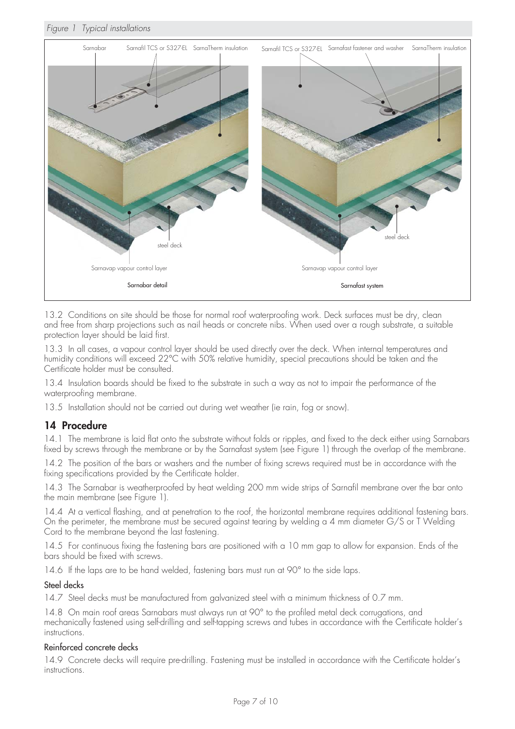*Figure 1  Typical installations*

Sarnabar detail — Sarnabar; Sarnafil TCS or S327-EL; SarnaTherm insulation; steel deck; Sarnavap vapour control layer

Sarnafast system — Sarnafil TCS or S327-EL; Sarnafast fastener and washer; SarnaTherm insulation; steel deck; Sarnavap vapour control layer

13.2  Conditions on site should be those for normal roof waterproofing work. Deck surfaces must be dry, clean and free from sharp projections such as nail heads or concrete nibs. When used over a rough substrate, a suitable protection layer should be laid first.

13.3  In all cases, a vapour control layer should be used directly over the deck. When internal temperatures and humidity conditions will exceed 22°C with 50% relative humidity, special precautions should be taken and the Certificate holder must be consulted.

13.4  Insulation boards should be fixed to the substrate in such a way as not to impair the performance of the waterproofing membrane.

13.5  Installation should not be carried out during wet weather (ie rain, fog or snow).

## 14 Procedure

14.1  The membrane is laid flat onto the substrate without folds or ripples, and fixed to the deck either using Sarnabars fixed by screws through the membrane or by the Sarnafast system (see Figure 1) through the overlap of the membrane.

14.2  The position of the bars or washers and the number of fixing screws required must be in accordance with the fixing specifications provided by the Certificate holder.

14.3  The Sarnabar is weatherproofed by heat welding 200 mm wide strips of Sarnafil membrane over the bar onto the main membrane (see Figure 1).

14.4  At a vertical flashing, and at penetration to the roof, the horizontal membrane requires additional fastening bars. On the perimeter, the membrane must be secured against tearing by welding a 4 mm diameter G/S or T Welding Cord to the membrane beyond the last fastening.

14.5  For continuous fixing the fastening bars are positioned with a 10 mm gap to allow for expansion. Ends of the bars should be fixed with screws.

14.6  If the laps are to be hand welded, fastening bars must run at 90° to the side laps.

### Steel decks

14.7  Steel decks must be manufactured from galvanized steel with a minimum thickness of 0.7 mm.

14.8  On main roof areas Sarnabars must always run at 90° to the profiled metal deck corrugations, and mechanically fastened using self-drilling and self-tapping screws and tubes in accordance with the Certificate holder's instructions.

### Reinforced concrete decks

14.9  Concrete decks will require pre-drilling. Fastening must be installed in accordance with the Certificate holder's instructions.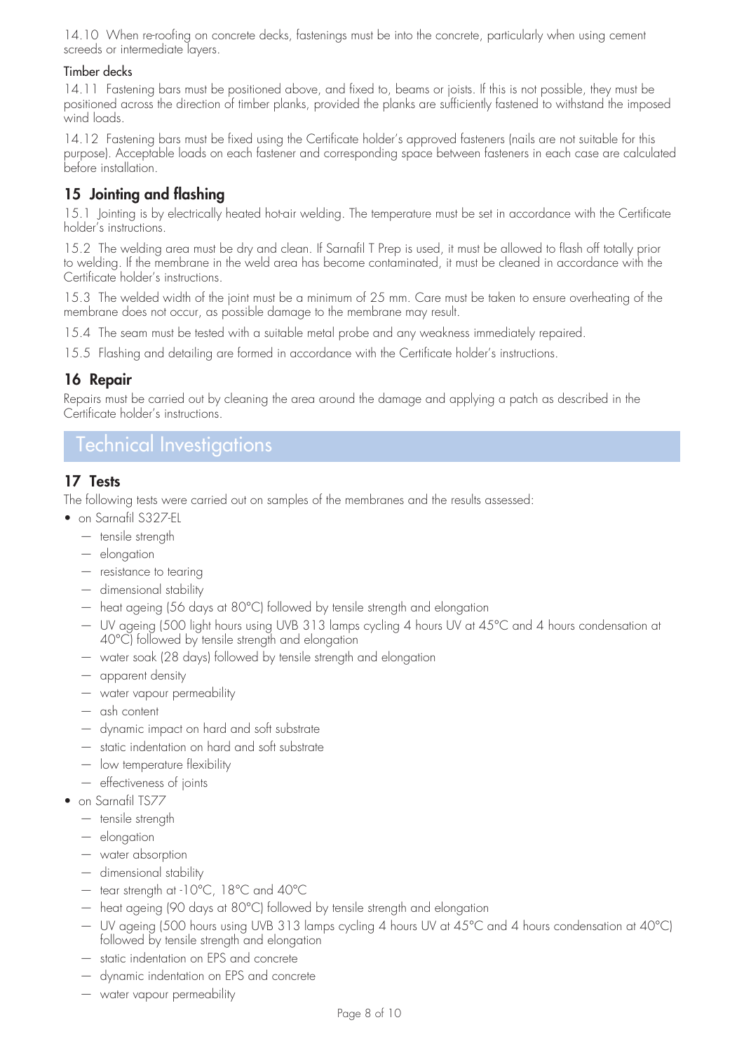14.10 When re-roofing on concrete decks, fastenings must be into the concrete, particularly when using cement screeds or intermediate layers.

### Timber decks

14.11 Fastening bars must be positioned above, and fixed to, beams or joists. If this is not possible, they must be positioned across the direction of timber planks, provided the planks are sufficiently fastened to withstand the imposed wind loads.

14.12 Fastening bars must be fixed using the Certificate holder's approved fasteners (nails are not suitable for this purpose). Acceptable loads on each fastener and corresponding space between fasteners in each case are calculated before installation.

## 15 Jointing and flashing

15.1 Jointing is by electrically heated hot-air welding. The temperature must be set in accordance with the Certificate holder's instructions.

15.2 The welding area must be dry and clean. If Sarnafil T Prep is used, it must be allowed to flash off totally prior to welding. If the membrane in the weld area has become contaminated, it must be cleaned in accordance with the Certificate holder's instructions.

15.3 The welded width of the joint must be a minimum of 25 mm. Care must be taken to ensure overheating of the membrane does not occur, as possible damage to the membrane may result.

15.4 The seam must be tested with a suitable metal probe and any weakness immediately repaired.

15.5 Flashing and detailing are formed in accordance with the Certificate holder's instructions.

## 16 Repair

Repairs must be carried out by cleaning the area around the damage and applying a patch as described in the Certificate holder's instructions.

# Technical Investigations

## 17 Tests

The following tests were carried out on samples of the membranes and the results assessed:

- on Sarnafil S327-EL
  - tensile strength
  - elongation
  - resistance to tearing
  - dimensional stability
  - heat ageing (56 days at 80°C) followed by tensile strength and elongation
  - UV ageing (500 light hours using UVB 313 lamps cycling 4 hours UV at 45°C and 4 hours condensation at 40°C) followed by tensile strength and elongation
  - water soak (28 days) followed by tensile strength and elongation
  - apparent density
  - water vapour permeability
  - ash content
  - dynamic impact on hard and soft substrate
  - static indentation on hard and soft substrate
  - low temperature flexibility
  - effectiveness of joints
- on Sarnafil TS77
  - tensile strength
  - elongation
  - water absorption
  - dimensional stability
  - tear strength at -10°C, 18°C and 40°C
  - heat ageing (90 days at 80°C) followed by tensile strength and elongation
  - UV ageing (500 hours using UVB 313 lamps cycling 4 hours UV at 45°C and 4 hours condensation at 40°C) followed by tensile strength and elongation
  - static indentation on EPS and concrete
  - dynamic indentation on EPS and concrete
  - water vapour permeability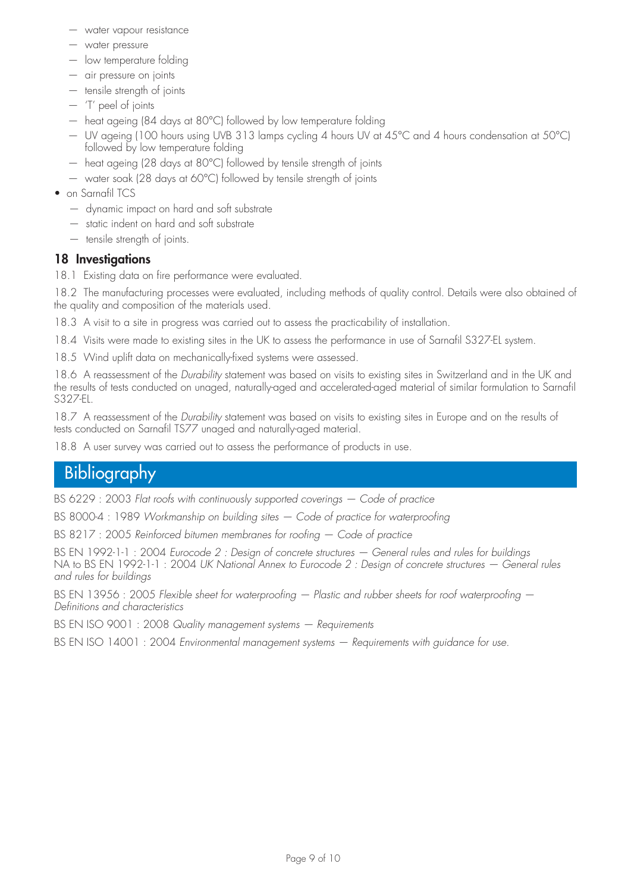- water vapour resistance
  - water pressure
  - low temperature folding
  - air pressure on joints
  - tensile strength of joints
  - 'T' peel of joints
  - heat ageing (84 days at 80°C) followed by low temperature folding
  - UV ageing (100 hours using UVB 313 lamps cycling 4 hours UV at 45°C and 4 hours condensation at 50°C) followed by low temperature folding
  - heat ageing (28 days at 80°C) followed by tensile strength of joints
  - water soak (28 days at 60°C) followed by tensile strength of joints
- on Sarnafil TCS
  - dynamic impact on hard and soft substrate
  - static indent on hard and soft substrate
  - tensile strength of joints.

## 18 Investigations

18.1 Existing data on fire performance were evaluated.

18.2 The manufacturing processes were evaluated, including methods of quality control. Details were also obtained of the quality and composition of the materials used.

18.3 A visit to a site in progress was carried out to assess the practicability of installation.

18.4 Visits were made to existing sites in the UK to assess the performance in use of Sarnafil S327-EL system.

18.5 Wind uplift data on mechanically-fixed systems were assessed.

18.6 A reassessment of the *Durability* statement was based on visits to existing sites in Switzerland and in the UK and the results of tests conducted on unaged, naturally-aged and accelerated-aged material of similar formulation to Sarnafil S327-EL.

18.7 A reassessment of the *Durability* statement was based on visits to existing sites in Europe and on the results of tests conducted on Sarnafil TS77 unaged and naturally-aged material.

18.8 A user survey was carried out to assess the performance of products in use.

# Bibliography

BS 6229 : 2003 *Flat roofs with continuously supported coverings — Code of practice*

BS 8000-4 : 1989 *Workmanship on building sites — Code of practice for waterproofing*

BS 8217 : 2005 *Reinforced bitumen membranes for roofing — Code of practice*

BS EN 1992-1-1 : 2004 *Eurocode 2 : Design of concrete structures — General rules and rules for buildings*
NA to BS EN 1992-1-1 : 2004 *UK National Annex to Eurocode 2 : Design of concrete structures — General rules and rules for buildings*

BS EN 13956 : 2005 *Flexible sheet for waterproofing — Plastic and rubber sheets for roof waterproofing — Definitions and characteristics*

BS EN ISO 9001 : 2008 *Quality management systems — Requirements*

BS EN ISO 14001 : 2004 *Environmental management systems — Requirements with guidance for use.*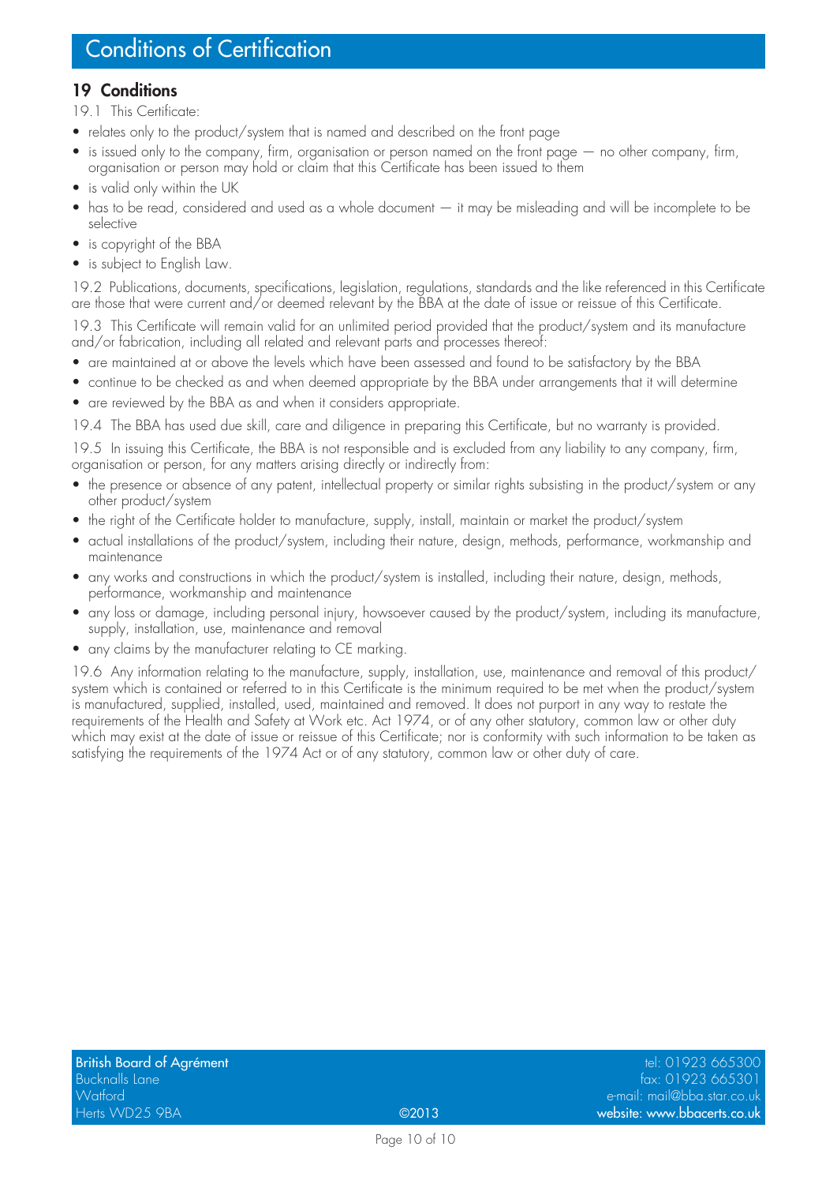# Conditions of Certification

## 19 Conditions

19.1 This Certificate:

- relates only to the product/system that is named and described on the front page
- is issued only to the company, firm, organisation or person named on the front page — no other company, firm, organisation or person may hold or claim that this Certificate has been issued to them
- is valid only within the UK
- has to be read, considered and used as a whole document — it may be misleading and will be incomplete to be selective
- is copyright of the BBA
- is subject to English Law.

19.2 Publications, documents, specifications, legislation, regulations, standards and the like referenced in this Certificate are those that were current and/or deemed relevant by the BBA at the date of issue or reissue of this Certificate.

19.3 This Certificate will remain valid for an unlimited period provided that the product/system and its manufacture and/or fabrication, including all related and relevant parts and processes thereof:

- are maintained at or above the levels which have been assessed and found to be satisfactory by the BBA
- continue to be checked as and when deemed appropriate by the BBA under arrangements that it will determine
- are reviewed by the BBA as and when it considers appropriate.

19.4 The BBA has used due skill, care and diligence in preparing this Certificate, but no warranty is provided.

19.5 In issuing this Certificate, the BBA is not responsible and is excluded from any liability to any company, firm, organisation or person, for any matters arising directly or indirectly from:

- the presence or absence of any patent, intellectual property or similar rights subsisting in the product/system or any other product/system
- the right of the Certificate holder to manufacture, supply, install, maintain or market the product/system
- actual installations of the product/system, including their nature, design, methods, performance, workmanship and maintenance
- any works and constructions in which the product/system is installed, including their nature, design, methods, performance, workmanship and maintenance
- any loss or damage, including personal injury, howsoever caused by the product/system, including its manufacture, supply, installation, use, maintenance and removal
- any claims by the manufacturer relating to CE marking.

19.6 Any information relating to the manufacture, supply, installation, use, maintenance and removal of this product/system which is contained or referred to in this Certificate is the minimum required to be met when the product/system is manufactured, supplied, installed, used, maintained and removed. It does not purport in any way to restate the requirements of the Health and Safety at Work etc. Act 1974, or of any other statutory, common law or other duty which may exist at the date of issue or reissue of this Certificate; nor is conformity with such information to be taken as satisfying the requirements of the 1974 Act or of any statutory, common law or other duty of care.

**British Board of Agrément**
Bucknalls Lane
Watford
Herts WD25 9BA

©2013

tel: 01923 665300
fax: 01923 665301
e-mail: mail@bba.star.co.uk
**website: www.bbacerts.co.uk**